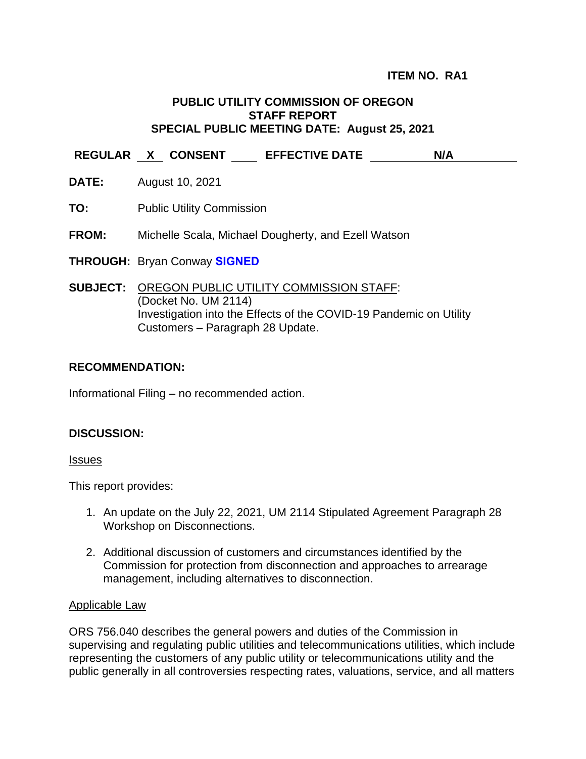**ITEM NO. RA1**

**PUBLIC UTILITY COMMISSION OF OREGON**
**STAFF REPORT**
**SPECIAL PUBLIC MEETING DATE: August 25, 2021**

**REGULAR** __X__ **CONSENT** ____ **EFFECTIVE DATE** ____ **N/A** ____

**DATE:** August 10, 2021

**TO:** Public Utility Commission

**FROM:** Michelle Scala, Michael Dougherty, and Ezell Watson

**THROUGH:** Bryan Conway **SIGNED**

**SUBJECT:** OREGON PUBLIC UTILITY COMMISSION STAFF:
(Docket No. UM 2114)
Investigation into the Effects of the COVID-19 Pandemic on Utility Customers – Paragraph 28 Update.

## RECOMMENDATION:

Informational Filing – no recommended action.

## DISCUSSION:

Issues

This report provides:

1. An update on the July 22, 2021, UM 2114 Stipulated Agreement Paragraph 28 Workshop on Disconnections.

2. Additional discussion of customers and circumstances identified by the Commission for protection from disconnection and approaches to arrearage management, including alternatives to disconnection.

Applicable Law

ORS 756.040 describes the general powers and duties of the Commission in supervising and regulating public utilities and telecommunications utilities, which include representing the customers of any public utility or telecommunications utility and the public generally in all controversies respecting rates, valuations, service, and all matters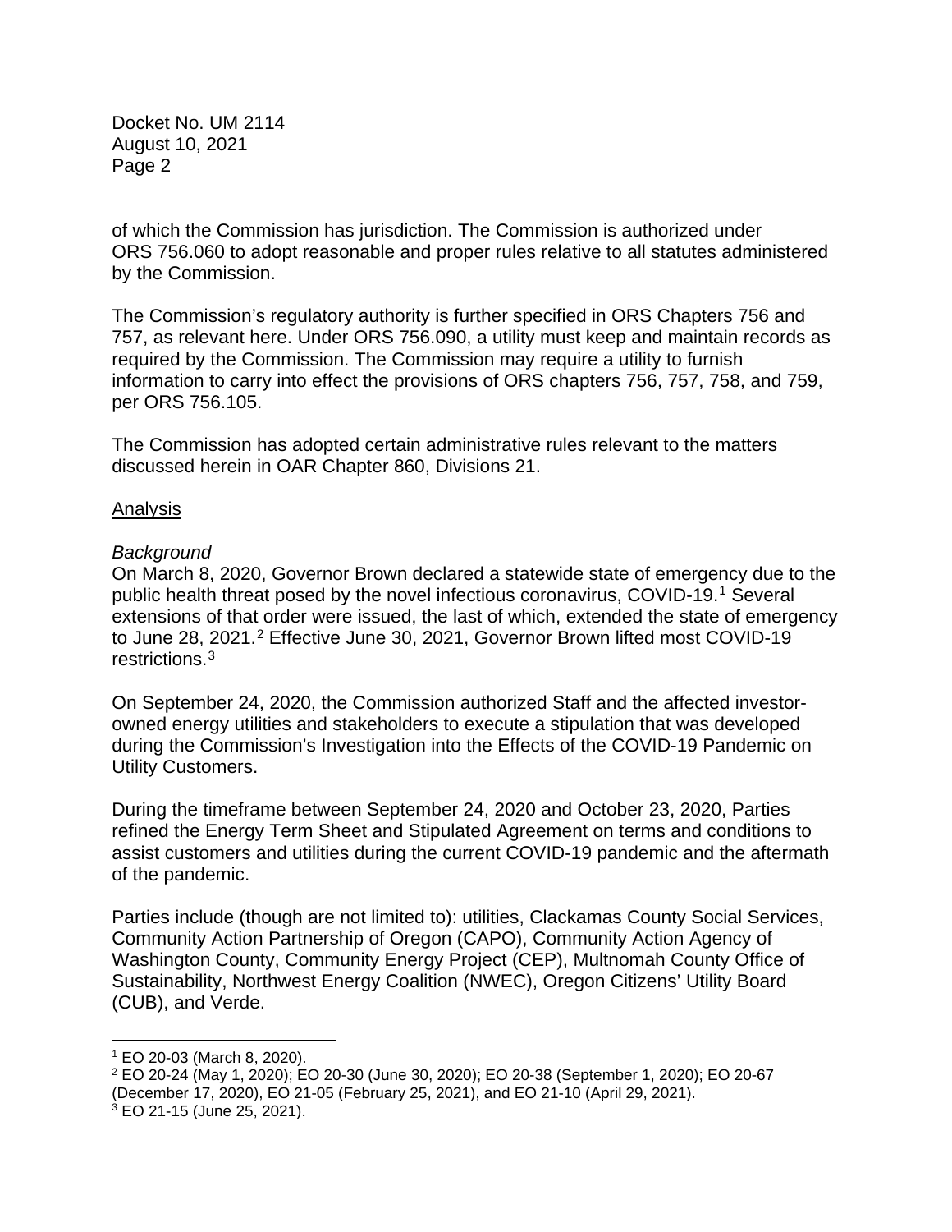of which the Commission has jurisdiction. The Commission is authorized under ORS 756.060 to adopt reasonable and proper rules relative to all statutes administered by the Commission.

The Commission's regulatory authority is further specified in ORS Chapters 756 and 757, as relevant here. Under ORS 756.090, a utility must keep and maintain records as required by the Commission. The Commission may require a utility to furnish information to carry into effect the provisions of ORS chapters 756, 757, 758, and 759, per ORS 756.105.

The Commission has adopted certain administrative rules relevant to the matters discussed herein in OAR Chapter 860, Divisions 21.

<u>Analysis</u>

*Background*

On March 8, 2020, Governor Brown declared a statewide state of emergency due to the public health threat posed by the novel infectious coronavirus, COVID-19.[1] Several extensions of that order were issued, the last of which, extended the state of emergency to June 28, 2021.[2] Effective June 30, 2021, Governor Brown lifted most COVID-19 restrictions.[3]

On September 24, 2020, the Commission authorized Staff and the affected investor-owned energy utilities and stakeholders to execute a stipulation that was developed during the Commission's Investigation into the Effects of the COVID-19 Pandemic on Utility Customers.

During the timeframe between September 24, 2020 and October 23, 2020, Parties refined the Energy Term Sheet and Stipulated Agreement on terms and conditions to assist customers and utilities during the current COVID-19 pandemic and the aftermath of the pandemic.

Parties include (though are not limited to): utilities, Clackamas County Social Services, Community Action Partnership of Oregon (CAPO), Community Action Agency of Washington County, Community Energy Project (CEP), Multnomah County Office of Sustainability, Northwest Energy Coalition (NWEC), Oregon Citizens' Utility Board (CUB), and Verde.

---

[1] EO 20-03 (March 8, 2020).

[2] EO 20-24 (May 1, 2020); EO 20-30 (June 30, 2020); EO 20-38 (September 1, 2020); EO 20-67 (December 17, 2020), EO 21-05 (February 25, 2021), and EO 21-10 (April 29, 2021).

[3] EO 21-15 (June 25, 2021).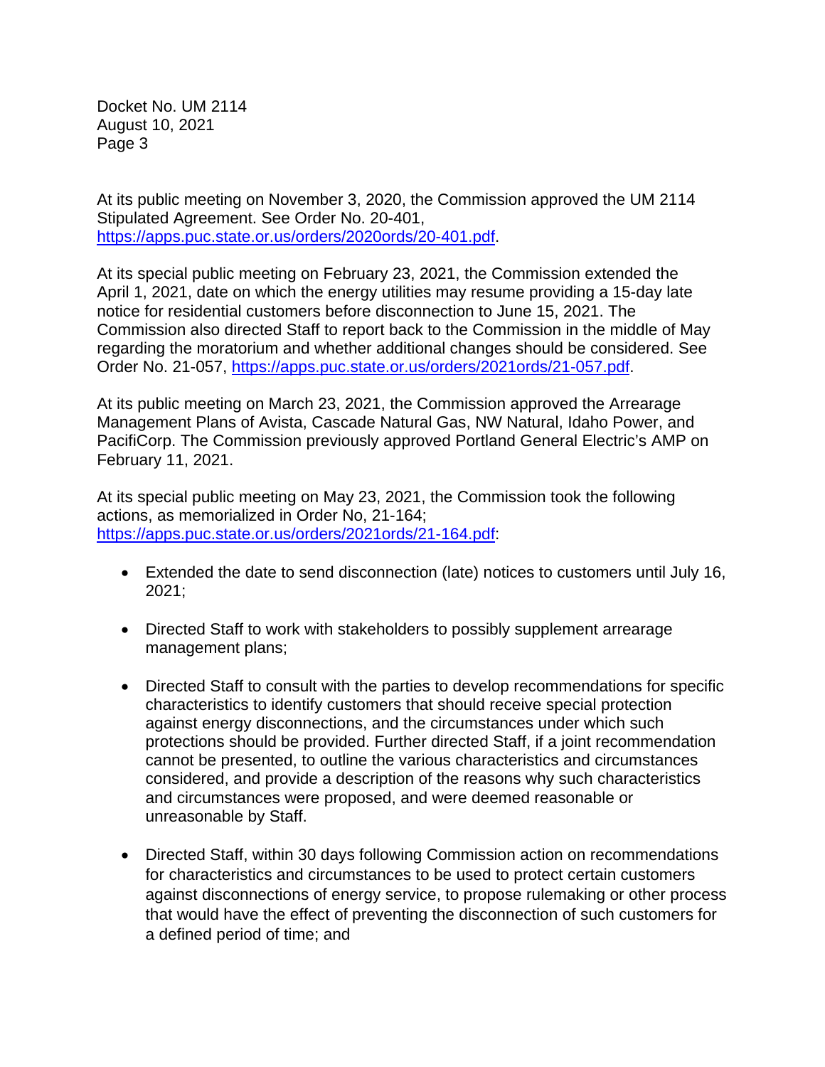At its public meeting on November 3, 2020, the Commission approved the UM 2114 Stipulated Agreement. See Order No. 20-401, https://apps.puc.state.or.us/orders/2020ords/20-401.pdf.

At its special public meeting on February 23, 2021, the Commission extended the April 1, 2021, date on which the energy utilities may resume providing a 15-day late notice for residential customers before disconnection to June 15, 2021. The Commission also directed Staff to report back to the Commission in the middle of May regarding the moratorium and whether additional changes should be considered. See Order No. 21-057, https://apps.puc.state.or.us/orders/2021ords/21-057.pdf.

At its public meeting on March 23, 2021, the Commission approved the Arrearage Management Plans of Avista, Cascade Natural Gas, NW Natural, Idaho Power, and PacifiCorp. The Commission previously approved Portland General Electric's AMP on February 11, 2021.

At its special public meeting on May 23, 2021, the Commission took the following actions, as memorialized in Order No, 21-164; https://apps.puc.state.or.us/orders/2021ords/21-164.pdf:

- Extended the date to send disconnection (late) notices to customers until July 16, 2021;
- Directed Staff to work with stakeholders to possibly supplement arrearage management plans;
- Directed Staff to consult with the parties to develop recommendations for specific characteristics to identify customers that should receive special protection against energy disconnections, and the circumstances under which such protections should be provided. Further directed Staff, if a joint recommendation cannot be presented, to outline the various characteristics and circumstances considered, and provide a description of the reasons why such characteristics and circumstances were proposed, and were deemed reasonable or unreasonable by Staff.
- Directed Staff, within 30 days following Commission action on recommendations for characteristics and circumstances to be used to protect certain customers against disconnections of energy service, to propose rulemaking or other process that would have the effect of preventing the disconnection of such customers for a defined period of time; and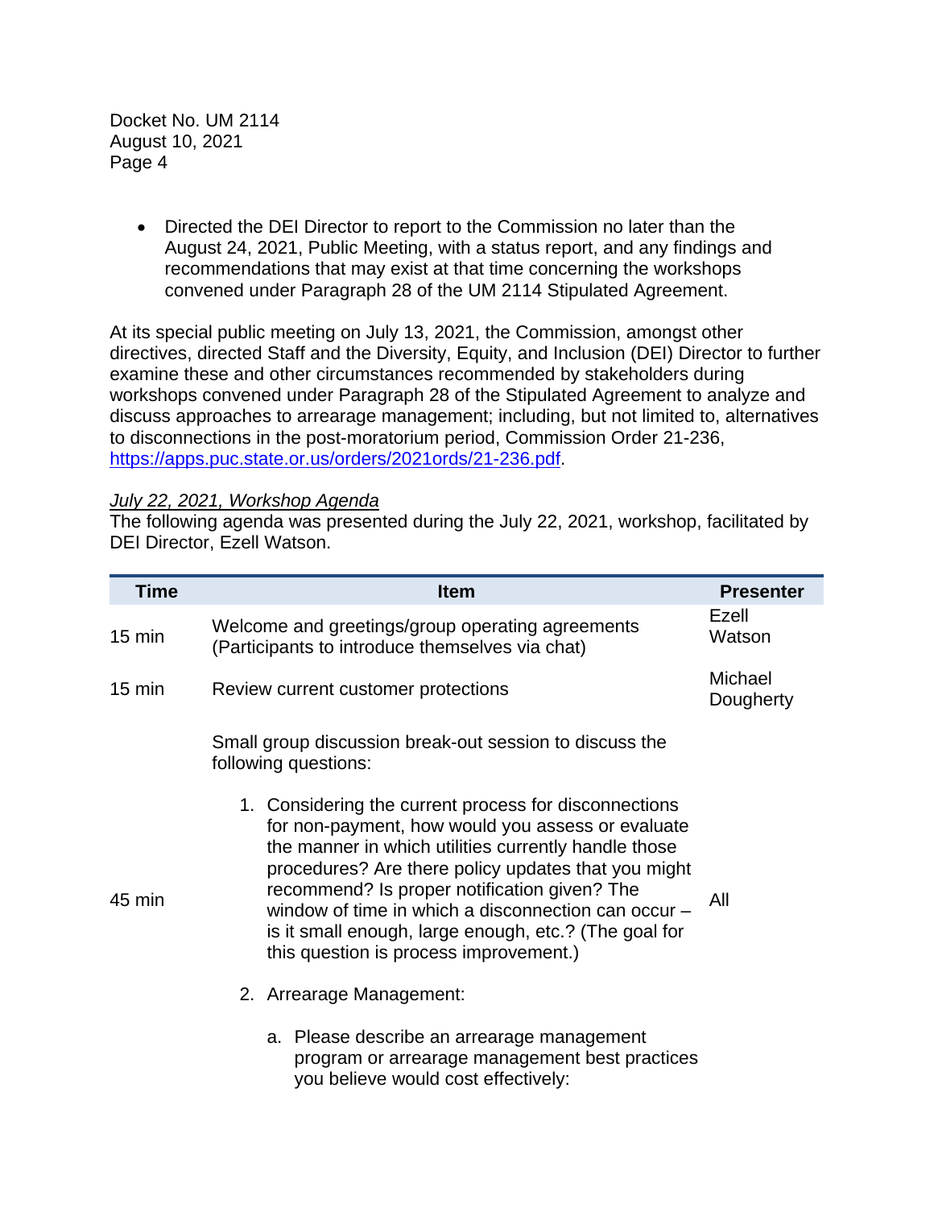- Directed the DEI Director to report to the Commission no later than the August 24, 2021, Public Meeting, with a status report, and any findings and recommendations that may exist at that time concerning the workshops convened under Paragraph 28 of the UM 2114 Stipulated Agreement.

At its special public meeting on July 13, 2021, the Commission, amongst other directives, directed Staff and the Diversity, Equity, and Inclusion (DEI) Director to further examine these and other circumstances recommended by stakeholders during workshops convened under Paragraph 28 of the Stipulated Agreement to analyze and discuss approaches to arrearage management; including, but not limited to, alternatives to disconnections in the post-moratorium period, Commission Order 21-236, https://apps.puc.state.or.us/orders/2021ords/21-236.pdf.

*July 22, 2021, Workshop Agenda*
The following agenda was presented during the July 22, 2021, workshop, facilitated by DEI Director, Ezell Watson.

| Time | Item | Presenter |
|---|---|---|
| 15 min | Welcome and greetings/group operating agreements (Participants to introduce themselves via chat) | Ezell Watson |
| 15 min | Review current customer protections | Michael Dougherty |
| 45 min | Small group discussion break-out session to discuss the following questions:<br><br>1. Considering the current process for disconnections for non-payment, how would you assess or evaluate the manner in which utilities currently handle those procedures? Are there policy updates that you might recommend? Is proper notification given? The window of time in which a disconnection can occur – is it small enough, large enough, etc.? (The goal for this question is process improvement.)<br><br>2. Arrearage Management:<br><br>a. Please describe an arrearage management program or arrearage management best practices you believe would cost effectively: | All |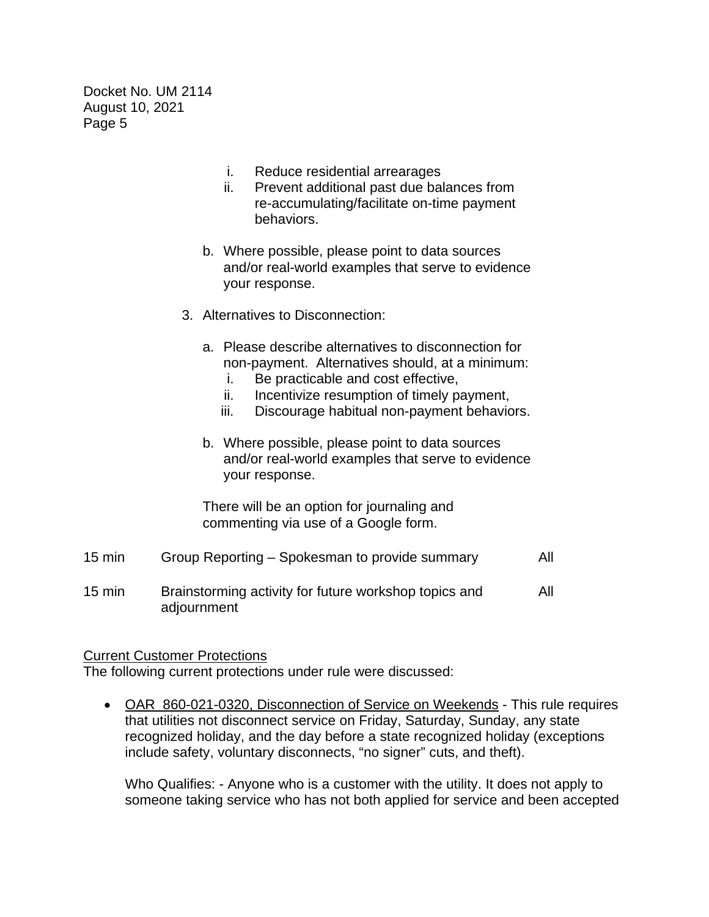i. Reduce residential arrearages
ii. Prevent additional past due balances from re-accumulating/facilitate on-time payment behaviors.

b. Where possible, please point to data sources and/or real-world examples that serve to evidence your response.

3. Alternatives to Disconnection:

a. Please describe alternatives to disconnection for non-payment. Alternatives should, at a minimum:
   i. Be practicable and cost effective,
   ii. Incentivize resumption of timely payment,
   iii. Discourage habitual non-payment behaviors.

b. Where possible, please point to data sources and/or real-world examples that serve to evidence your response.

There will be an option for journaling and commenting via use of a Google form.

| | | |
|---|---|---|
| 15 min | Group Reporting – Spokesman to provide summary | All |
| 15 min | Brainstorming activity for future workshop topics and adjournment | All |

Current Customer Protections

The following current protections under rule were discussed:

- OAR 860-021-0320, Disconnection of Service on Weekends - This rule requires that utilities not disconnect service on Friday, Saturday, Sunday, any state recognized holiday, and the day before a state recognized holiday (exceptions include safety, voluntary disconnects, "no signer" cuts, and theft).

  Who Qualifies: - Anyone who is a customer with the utility. It does not apply to someone taking service who has not both applied for service and been accepted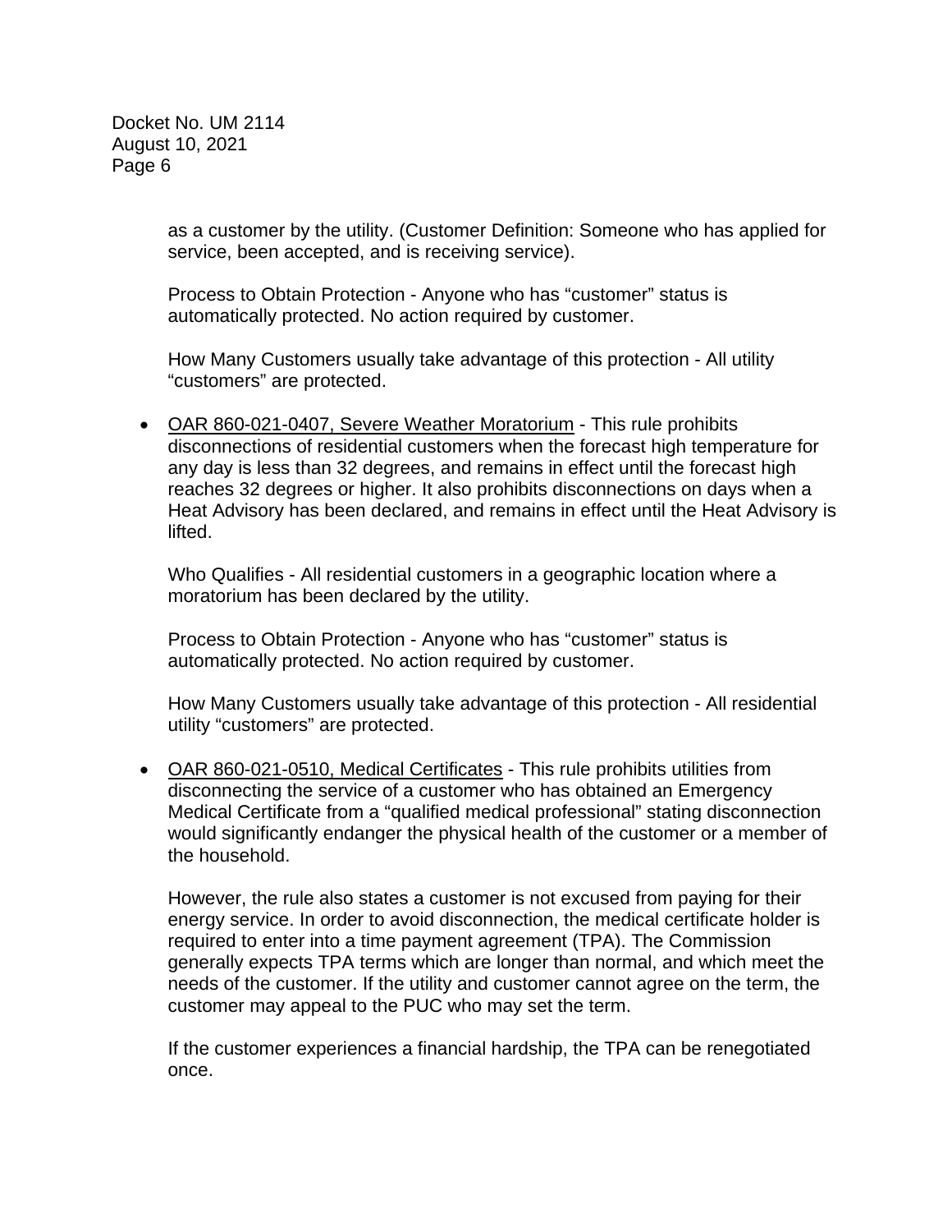as a customer by the utility. (Customer Definition: Someone who has applied for service, been accepted, and is receiving service).

Process to Obtain Protection - Anyone who has "customer" status is automatically protected. No action required by customer.

How Many Customers usually take advantage of this protection - All utility "customers" are protected.

- OAR 860-021-0407, Severe Weather Moratorium - This rule prohibits disconnections of residential customers when the forecast high temperature for any day is less than 32 degrees, and remains in effect until the forecast high reaches 32 degrees or higher. It also prohibits disconnections on days when a Heat Advisory has been declared, and remains in effect until the Heat Advisory is lifted.

  Who Qualifies - All residential customers in a geographic location where a moratorium has been declared by the utility.

  Process to Obtain Protection - Anyone who has "customer" status is automatically protected. No action required by customer.

  How Many Customers usually take advantage of this protection - All residential utility "customers" are protected.

- OAR 860-021-0510, Medical Certificates - This rule prohibits utilities from disconnecting the service of a customer who has obtained an Emergency Medical Certificate from a "qualified medical professional" stating disconnection would significantly endanger the physical health of the customer or a member of the household.

  However, the rule also states a customer is not excused from paying for their energy service. In order to avoid disconnection, the medical certificate holder is required to enter into a time payment agreement (TPA). The Commission generally expects TPA terms which are longer than normal, and which meet the needs of the customer. If the utility and customer cannot agree on the term, the customer may appeal to the PUC who may set the term.

  If the customer experiences a financial hardship, the TPA can be renegotiated once.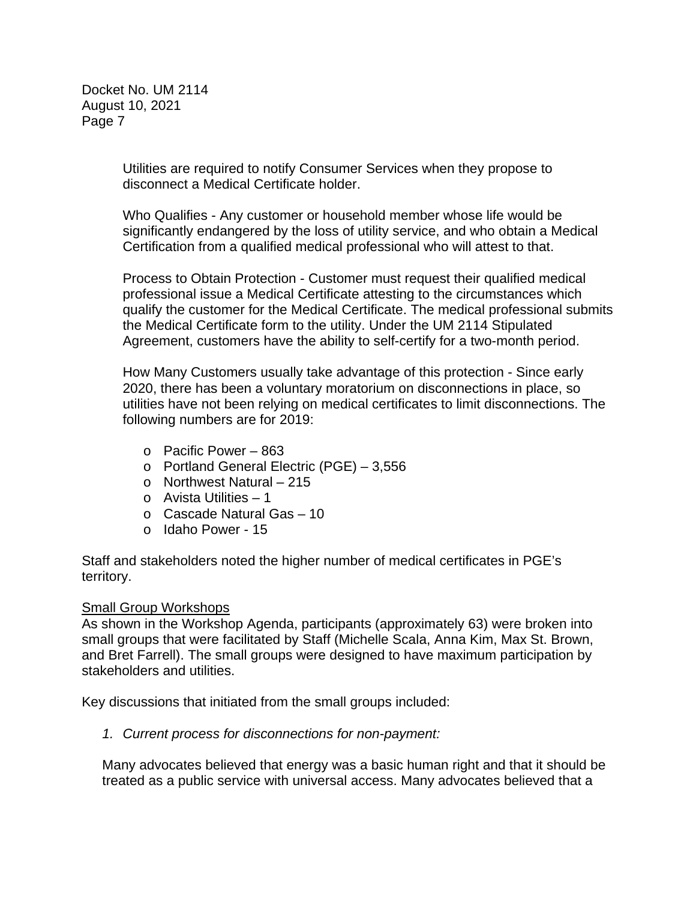Utilities are required to notify Consumer Services when they propose to disconnect a Medical Certificate holder.

Who Qualifies - Any customer or household member whose life would be significantly endangered by the loss of utility service, and who obtain a Medical Certification from a qualified medical professional who will attest to that.

Process to Obtain Protection - Customer must request their qualified medical professional issue a Medical Certificate attesting to the circumstances which qualify the customer for the Medical Certificate. The medical professional submits the Medical Certificate form to the utility. Under the UM 2114 Stipulated Agreement, customers have the ability to self-certify for a two-month period.

How Many Customers usually take advantage of this protection - Since early 2020, there has been a voluntary moratorium on disconnections in place, so utilities have not been relying on medical certificates to limit disconnections. The following numbers are for 2019:

- Pacific Power – 863
- Portland General Electric (PGE) – 3,556
- Northwest Natural – 215
- Avista Utilities – 1
- Cascade Natural Gas – 10
- Idaho Power - 15

Staff and stakeholders noted the higher number of medical certificates in PGE's territory.

<u>Small Group Workshops</u>

As shown in the Workshop Agenda, participants (approximately 63) were broken into small groups that were facilitated by Staff (Michelle Scala, Anna Kim, Max St. Brown, and Bret Farrell). The small groups were designed to have maximum participation by stakeholders and utilities.

Key discussions that initiated from the small groups included:

1. *Current process for disconnections for non-payment:*

Many advocates believed that energy was a basic human right and that it should be treated as a public service with universal access. Many advocates believed that a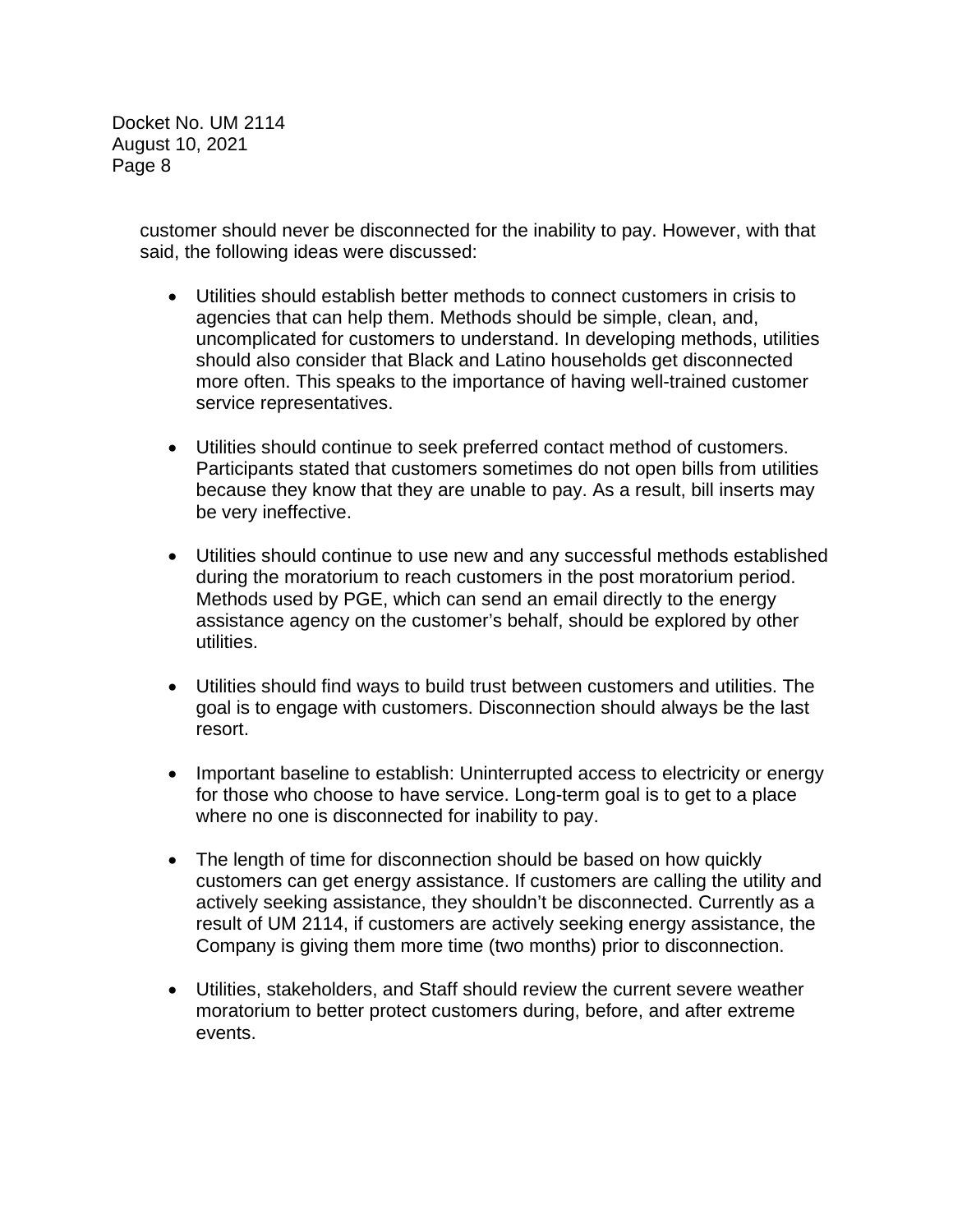customer should never be disconnected for the inability to pay. However, with that said, the following ideas were discussed:

- Utilities should establish better methods to connect customers in crisis to agencies that can help them. Methods should be simple, clean, and, uncomplicated for customers to understand. In developing methods, utilities should also consider that Black and Latino households get disconnected more often. This speaks to the importance of having well-trained customer service representatives.

- Utilities should continue to seek preferred contact method of customers. Participants stated that customers sometimes do not open bills from utilities because they know that they are unable to pay. As a result, bill inserts may be very ineffective.

- Utilities should continue to use new and any successful methods established during the moratorium to reach customers in the post moratorium period. Methods used by PGE, which can send an email directly to the energy assistance agency on the customer's behalf, should be explored by other utilities.

- Utilities should find ways to build trust between customers and utilities. The goal is to engage with customers. Disconnection should always be the last resort.

- Important baseline to establish: Uninterrupted access to electricity or energy for those who choose to have service. Long-term goal is to get to a place where no one is disconnected for inability to pay.

- The length of time for disconnection should be based on how quickly customers can get energy assistance. If customers are calling the utility and actively seeking assistance, they shouldn't be disconnected. Currently as a result of UM 2114, if customers are actively seeking energy assistance, the Company is giving them more time (two months) prior to disconnection.

- Utilities, stakeholders, and Staff should review the current severe weather moratorium to better protect customers during, before, and after extreme events.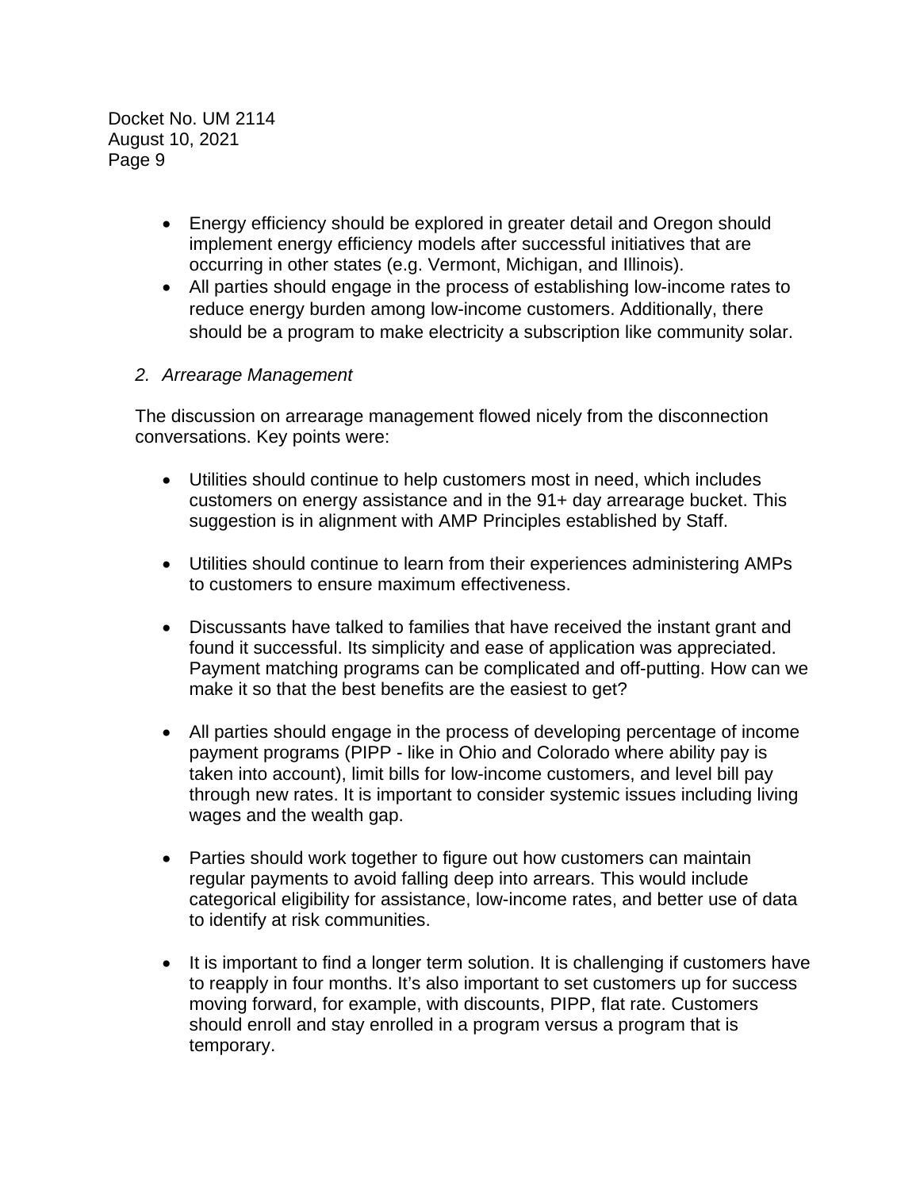- Energy efficiency should be explored in greater detail and Oregon should implement energy efficiency models after successful initiatives that are occurring in other states (e.g. Vermont, Michigan, and Illinois).
- All parties should engage in the process of establishing low-income rates to reduce energy burden among low-income customers. Additionally, there should be a program to make electricity a subscription like community solar.

*2. Arrearage Management*

The discussion on arrearage management flowed nicely from the disconnection conversations. Key points were:

- Utilities should continue to help customers most in need, which includes customers on energy assistance and in the 91+ day arrearage bucket. This suggestion is in alignment with AMP Principles established by Staff.

- Utilities should continue to learn from their experiences administering AMPs to customers to ensure maximum effectiveness.

- Discussants have talked to families that have received the instant grant and found it successful. Its simplicity and ease of application was appreciated. Payment matching programs can be complicated and off-putting. How can we make it so that the best benefits are the easiest to get?

- All parties should engage in the process of developing percentage of income payment programs (PIPP - like in Ohio and Colorado where ability pay is taken into account), limit bills for low-income customers, and level bill pay through new rates. It is important to consider systemic issues including living wages and the wealth gap.

- Parties should work together to figure out how customers can maintain regular payments to avoid falling deep into arrears. This would include categorical eligibility for assistance, low-income rates, and better use of data to identify at risk communities.

- It is important to find a longer term solution. It is challenging if customers have to reapply in four months. It's also important to set customers up for success moving forward, for example, with discounts, PIPP, flat rate. Customers should enroll and stay enrolled in a program versus a program that is temporary.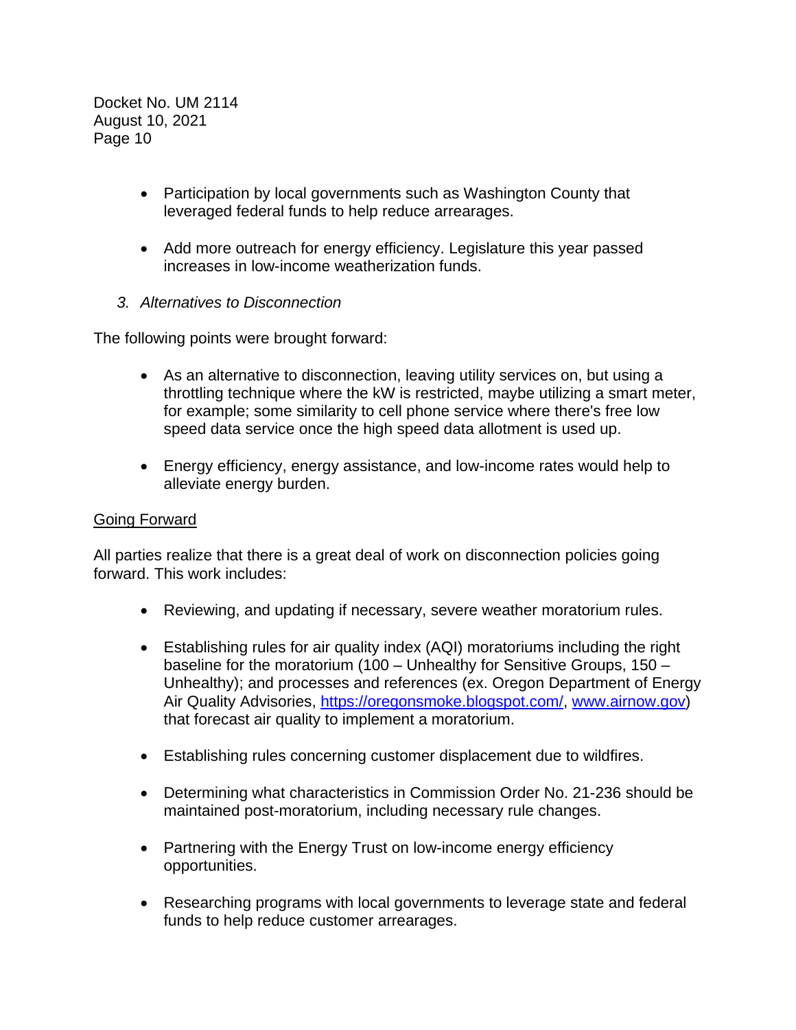- Participation by local governments such as Washington County that leveraged federal funds to help reduce arrearages.

- Add more outreach for energy efficiency. Legislature this year passed increases in low-income weatherization funds.

3. *Alternatives to Disconnection*

The following points were brought forward:

- As an alternative to disconnection, leaving utility services on, but using a throttling technique where the kW is restricted, maybe utilizing a smart meter, for example; some similarity to cell phone service where there's free low speed data service once the high speed data allotment is used up.

- Energy efficiency, energy assistance, and low-income rates would help to alleviate energy burden.

<u>Going Forward</u>

All parties realize that there is a great deal of work on disconnection policies going forward. This work includes:

- Reviewing, and updating if necessary, severe weather moratorium rules.

- Establishing rules for air quality index (AQI) moratoriums including the right baseline for the moratorium (100 – Unhealthy for Sensitive Groups, 150 – Unhealthy); and processes and references (ex. Oregon Department of Energy Air Quality Advisories, [https://oregonsmoke.blogspot.com/](https://oregonsmoke.blogspot.com/), [www.airnow.gov](http://www.airnow.gov)) that forecast air quality to implement a moratorium.

- Establishing rules concerning customer displacement due to wildfires.

- Determining what characteristics in Commission Order No. 21-236 should be maintained post-moratorium, including necessary rule changes.

- Partnering with the Energy Trust on low-income energy efficiency opportunities.

- Researching programs with local governments to leverage state and federal funds to help reduce customer arrearages.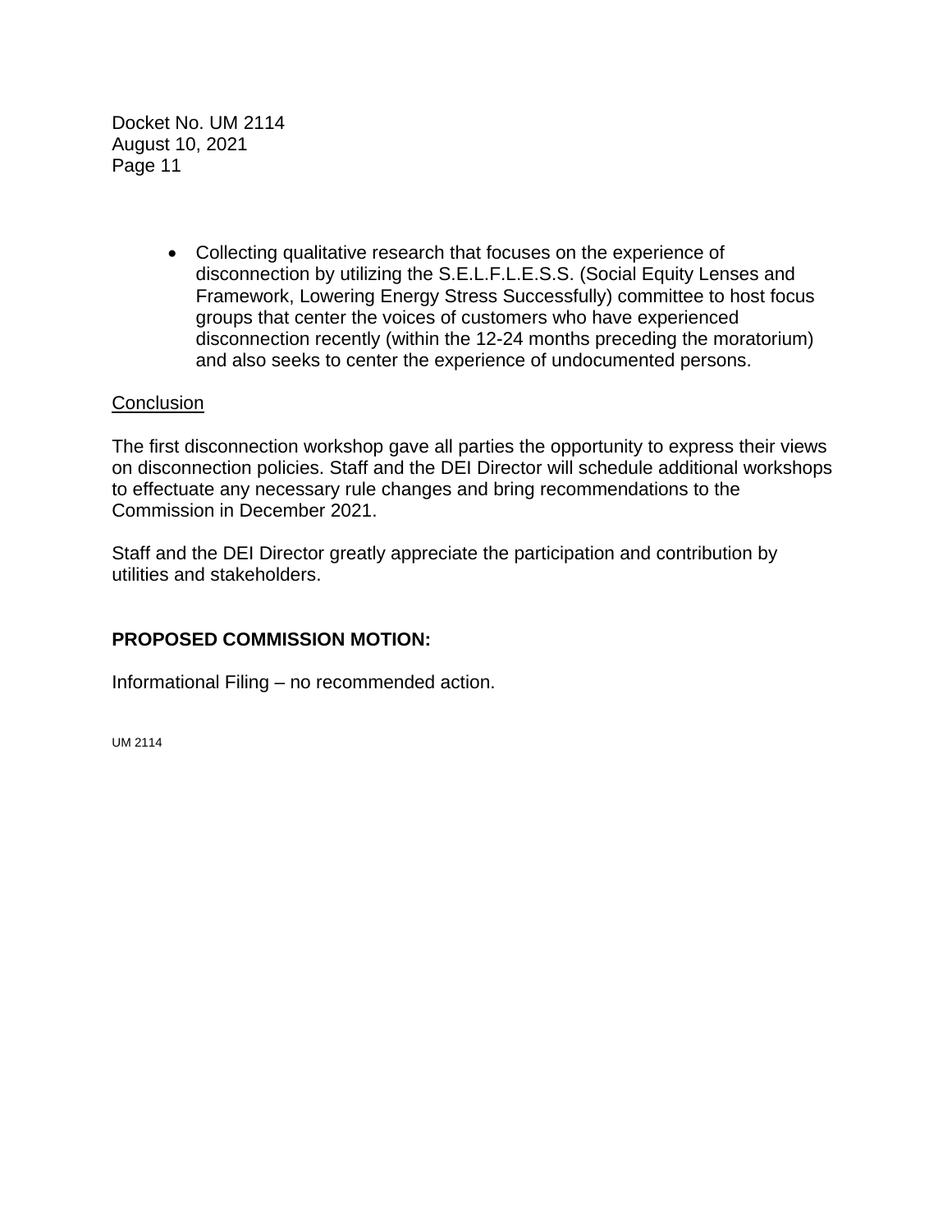- Collecting qualitative research that focuses on the experience of disconnection by utilizing the S.E.L.F.L.E.S.S. (Social Equity Lenses and Framework, Lowering Energy Stress Successfully) committee to host focus groups that center the voices of customers who have experienced disconnection recently (within the 12-24 months preceding the moratorium) and also seeks to center the experience of undocumented persons.

Conclusion

The first disconnection workshop gave all parties the opportunity to express their views on disconnection policies. Staff and the DEI Director will schedule additional workshops to effectuate any necessary rule changes and bring recommendations to the Commission in December 2021.

Staff and the DEI Director greatly appreciate the participation and contribution by utilities and stakeholders.

**PROPOSED COMMISSION MOTION:**

Informational Filing – no recommended action.

UM 2114